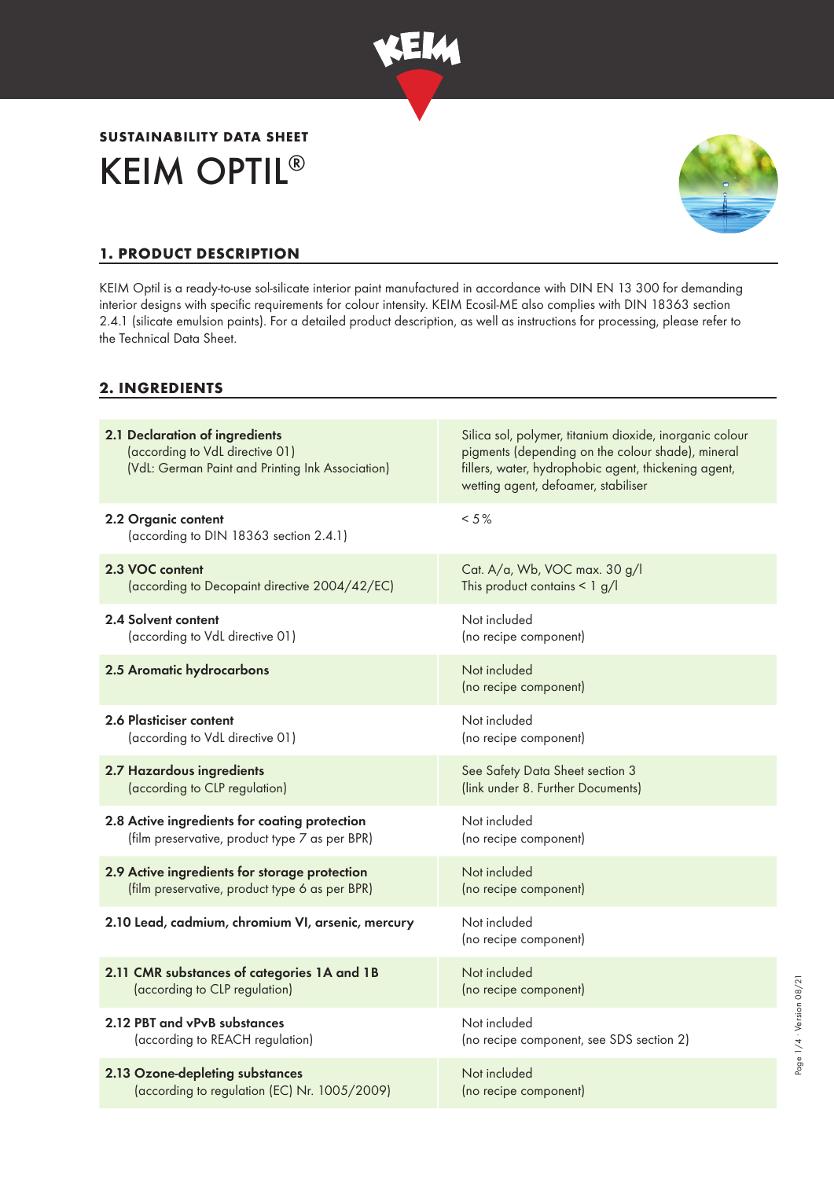**SUSTAINABILITY DATA SHEET**

# KEIM OPTIL®

## 1. PRODUCT DESCRIPTION

KEIM Optil is a ready-to-use sol-silicate interior paint manufactured in accordance with DIN EN 13 300 for demanding interior designs with specific requirements for colour intensity. KEIM Ecosil-ME also complies with DIN 18363 section 2.4.1 (silicate emulsion paints). For a detailed product description, as well as instructions for processing, please refer to the Technical Data Sheet.

## 2. INGREDIENTS

| | |
|---|---|
| **2.1 Declaration of ingredients** (according to VdL directive 01) (VdL: German Paint and Printing Ink Association) | Silica sol, polymer, titanium dioxide, inorganic colour pigments (depending on the colour shade), mineral fillers, water, hydrophobic agent, thickening agent, wetting agent, defoamer, stabiliser |
| **2.2 Organic content** (according to DIN 18363 section 2.4.1) | < 5% |
| **2.3 VOC content** (according to Decopaint directive 2004/42/EC) | Cat. A/a, Wb, VOC max. 30 g/l This product contains < 1 g/l |
| **2.4 Solvent content** (according to VdL directive 01) | Not included (no recipe component) |
| **2.5 Aromatic hydrocarbons** | Not included (no recipe component) |
| **2.6 Plasticiser content** (according to VdL directive 01) | Not included (no recipe component) |
| **2.7 Hazardous ingredients** (according to CLP regulation) | See Safety Data Sheet section 3 (link under 8. Further Documents) |
| **2.8 Active ingredients for coating protection** (film preservative, product type 7 as per BPR) | Not included (no recipe component) |
| **2.9 Active ingredients for storage protection** (film preservative, product type 6 as per BPR) | Not included (no recipe component) |
| **2.10 Lead, cadmium, chromium VI, arsenic, mercury** | Not included (no recipe component) |
| **2.11 CMR substances of categories 1A and 1B** (according to CLP regulation) | Not included (no recipe component) |
| **2.12 PBT and vPvB substances** (according to REACH regulation) | Not included (no recipe component, see SDS section 2) |
| **2.13 Ozone-depleting substances** (according to regulation (EC) Nr. 1005/2009) | Not included (no recipe component) |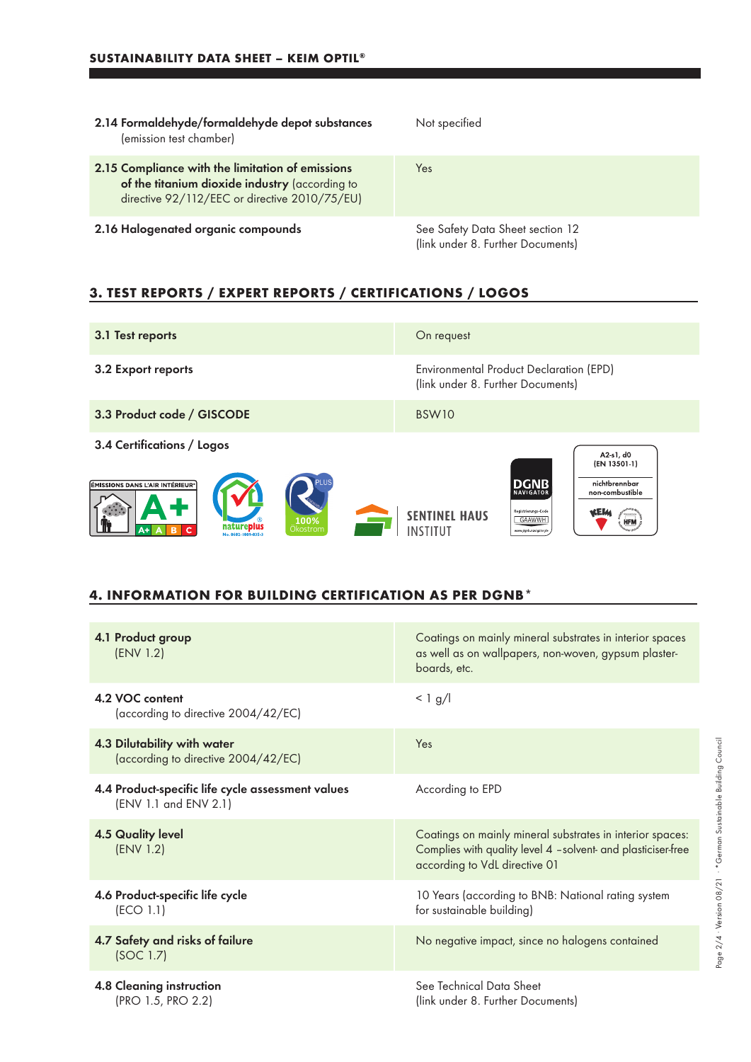| | |
|---|---|
| **2.14 Formaldehyde/formaldehyde depot substances** (emission test chamber) | Not specified |
| **2.15 Compliance with the limitation of emissions of the titanium dioxide industry** (according to directive 92/112/EEC or directive 2010/75/EU) | Yes |
| **2.16 Halogenated organic compounds** | See Safety Data Sheet section 12 (link under 8. Further Documents) |

## 3. TEST REPORTS / EXPERT REPORTS / CERTIFICATIONS / LOGOS

| | |
|---|---|
| **3.1 Test reports** | On request |
| **3.2 Export reports** | Environmental Product Declaration (EPD) (link under 8. Further Documents) |
| **3.3 Product code / GISCODE** | BSW10 |

**3.4 Certifications / Logos**

ÉMISSIONS DANS L'AIR INTÉRIEUR A+ · natureplus No. 0602-1009-035-3 · PLUS 100% Ökostrom · SENTINEL HAUS INSTITUT · DGNB NAVIGATOR Registrierungs-Code GAAWWH · A2-s1, d0 (EN 13501-1) nichtbrennbar non-combustible KEIM HFM

## 4. INFORMATION FOR BUILDING CERTIFICATION AS PER DGNB*

| | |
|---|---|
| **4.1 Product group** (ENV 1.2) | Coatings on mainly mineral substrates in interior spaces as well as on wallpapers, non-woven, gypsum plaster-boards, etc. |
| **4.2 VOC content** (according to directive 2004/42/EC) | < 1 g/l |
| **4.3 Dilutability with water** (according to directive 2004/42/EC) | Yes |
| **4.4 Product-specific life cycle assessment values** (ENV 1.1 and ENV 2.1) | According to EPD |
| **4.5 Quality level** (ENV 1.2) | Coatings on mainly mineral substrates in interior spaces: Complies with quality level 4 –solvent- and plasticiser-free according to VdL directive 01 |
| **4.6 Product-specific life cycle** (ECO 1.1) | 10 Years (according to BNB: National rating system for sustainable building) |
| **4.7 Safety and risks of failure** (SOC 1.7) | No negative impact, since no halogens contained |
| **4.8 Cleaning instruction** (PRO 1.5, PRO 2.2) | See Technical Data Sheet (link under 8. Further Documents) |

*German Sustainable Building Council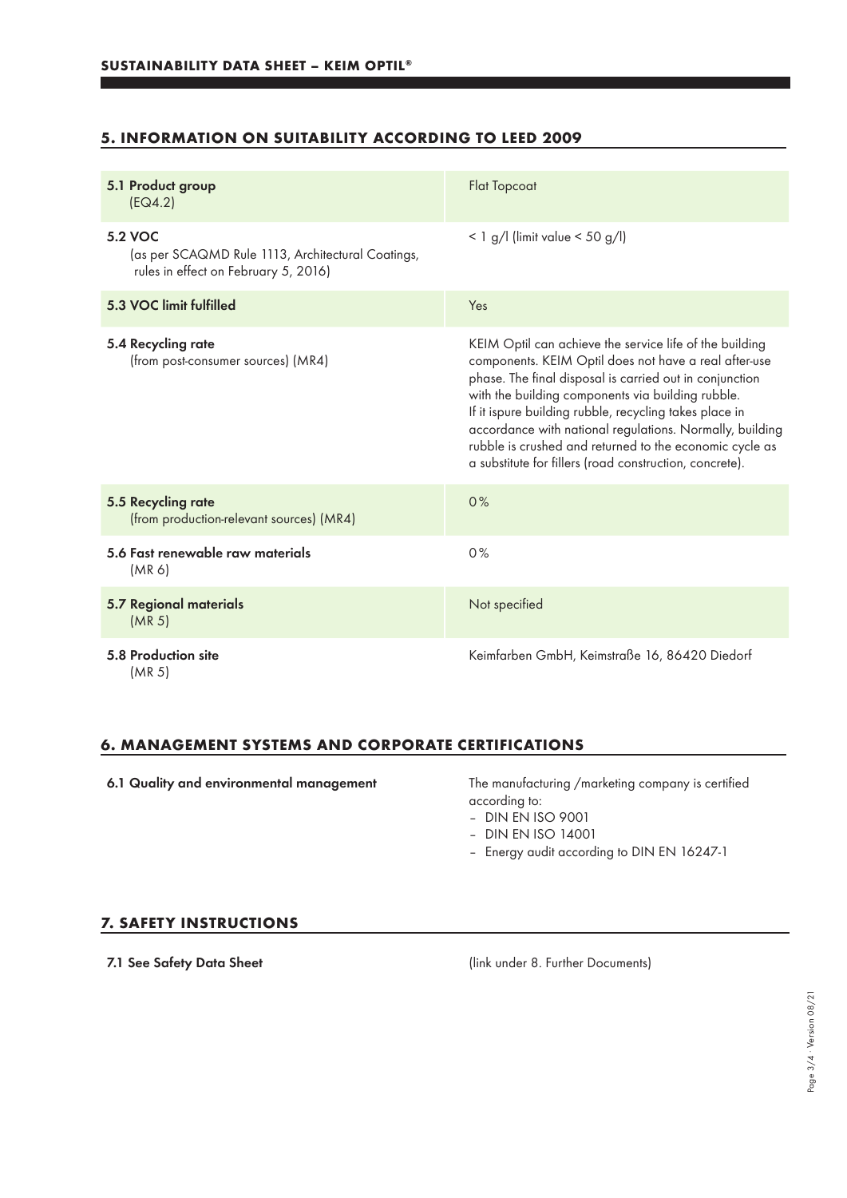## 5. INFORMATION ON SUITABILITY ACCORDING TO LEED 2009

| | |
|---|---|
| **5.1 Product group** (EQ4.2) | Flat Topcoat |
| **5.2 VOC** (as per SCAQMD Rule 1113, Architectural Coatings, rules in effect on February 5, 2016) | < 1 g/l (limit value < 50 g/l) |
| **5.3 VOC limit fulfilled** | Yes |
| **5.4 Recycling rate** (from post-consumer sources) (MR4) | KEIM Optil can achieve the service life of the building components. KEIM Optil does not have a real after-use phase. The final disposal is carried out in conjunction with the building components via building rubble. If it ispure building rubble, recycling takes place in accordance with national regulations. Normally, building rubble is crushed and returned to the economic cycle as a substitute for fillers (road construction, concrete). |
| **5.5 Recycling rate** (from production-relevant sources) (MR4) | 0% |
| **5.6 Fast renewable raw materials** (MR 6) | 0% |
| **5.7 Regional materials** (MR 5) | Not specified |
| **5.8 Production site** (MR 5) | Keimfarben GmbH, Keimstraße 16, 86420 Diedorf |

## 6. MANAGEMENT SYSTEMS AND CORPORATE CERTIFICATIONS

**6.1 Quality and environmental management**

The manufacturing /marketing company is certified according to:

- DIN EN ISO 9001
- DIN EN ISO 14001
- Energy audit according to DIN EN 16247-1

## 7. SAFETY INSTRUCTIONS

**7.1 See Safety Data Sheet** (link under 8. Further Documents)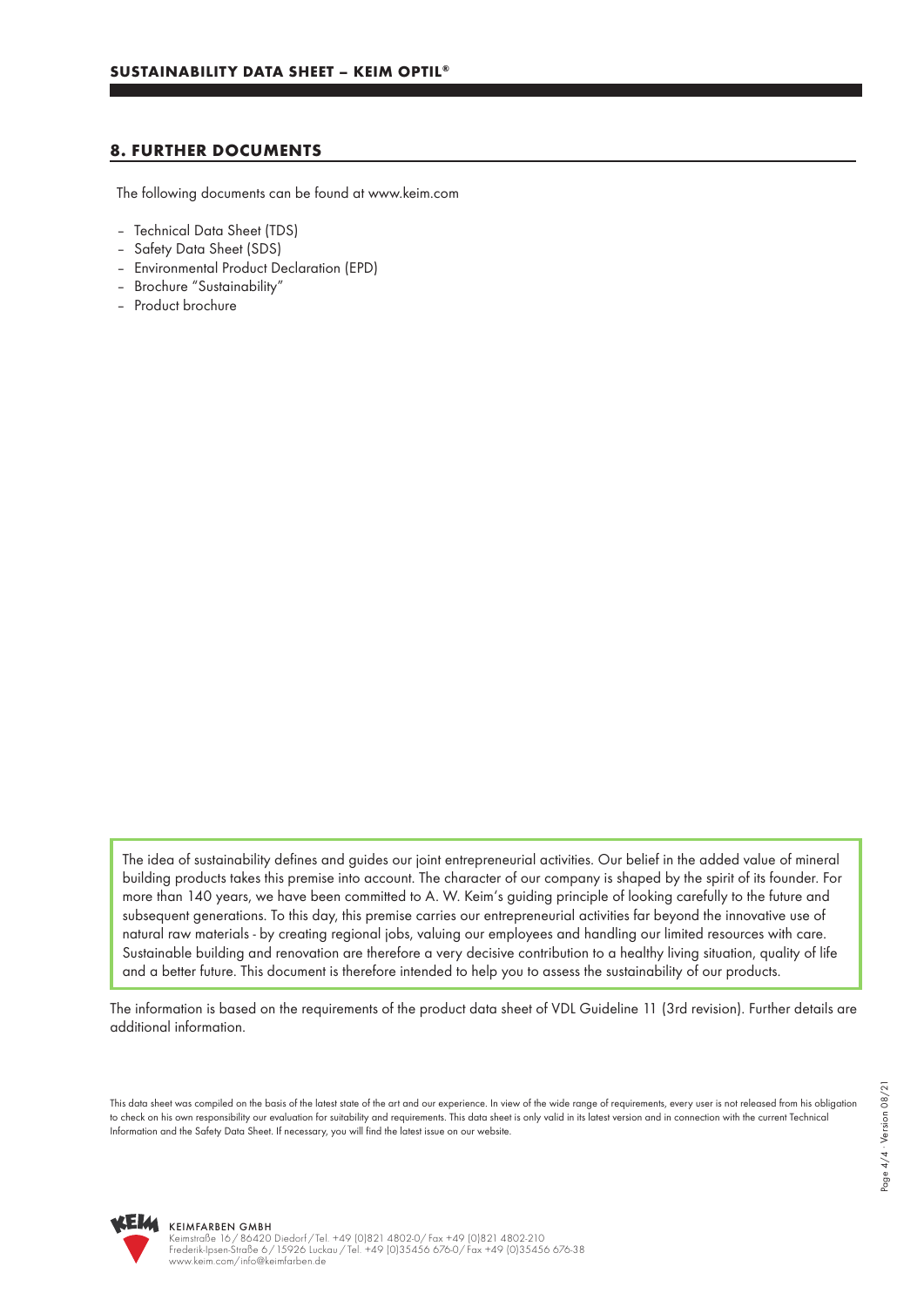## 8. FURTHER DOCUMENTS

The following documents can be found at www.keim.com

- Technical Data Sheet (TDS)
- Safety Data Sheet (SDS)
- Environmental Product Declaration (EPD)
- Brochure "Sustainability"
- Product brochure

The idea of sustainability defines and guides our joint entrepreneurial activities. Our belief in the added value of mineral building products takes this premise into account. The character of our company is shaped by the spirit of its founder. For more than 140 years, we have been committed to A. W. Keim's guiding principle of looking carefully to the future and subsequent generations. To this day, this premise carries our entrepreneurial activities far beyond the innovative use of natural raw materials - by creating regional jobs, valuing our employees and handling our limited resources with care. Sustainable building and renovation are therefore a very decisive contribution to a healthy living situation, quality of life and a better future. This document is therefore intended to help you to assess the sustainability of our products.

The information is based on the requirements of the product data sheet of VDL Guideline 11 (3rd revision). Further details are additional information.

This data sheet was compiled on the basis of the latest state of the art and our experience. In view of the wide range of requirements, every user is not released from his obligation to check on his own responsibility our evaluation for suitability and requirements. This data sheet is only valid in its latest version and in connection with the current Technical Information and the Safety Data Sheet. If necessary, you will find the latest issue on our website.

KEIMFARBEN GMBH
Keimstraße 16 / 86420 Diedorf / Tel. +49 (0)821 4802-0 / Fax +49 (0)821 4802-210
Frederik-Ipsen-Straße 6 / 15926 Luckau / Tel. +49 (0)35456 676-0 / Fax +49 (0)35456 676-38
www.keim.com / info@keimfarben.de